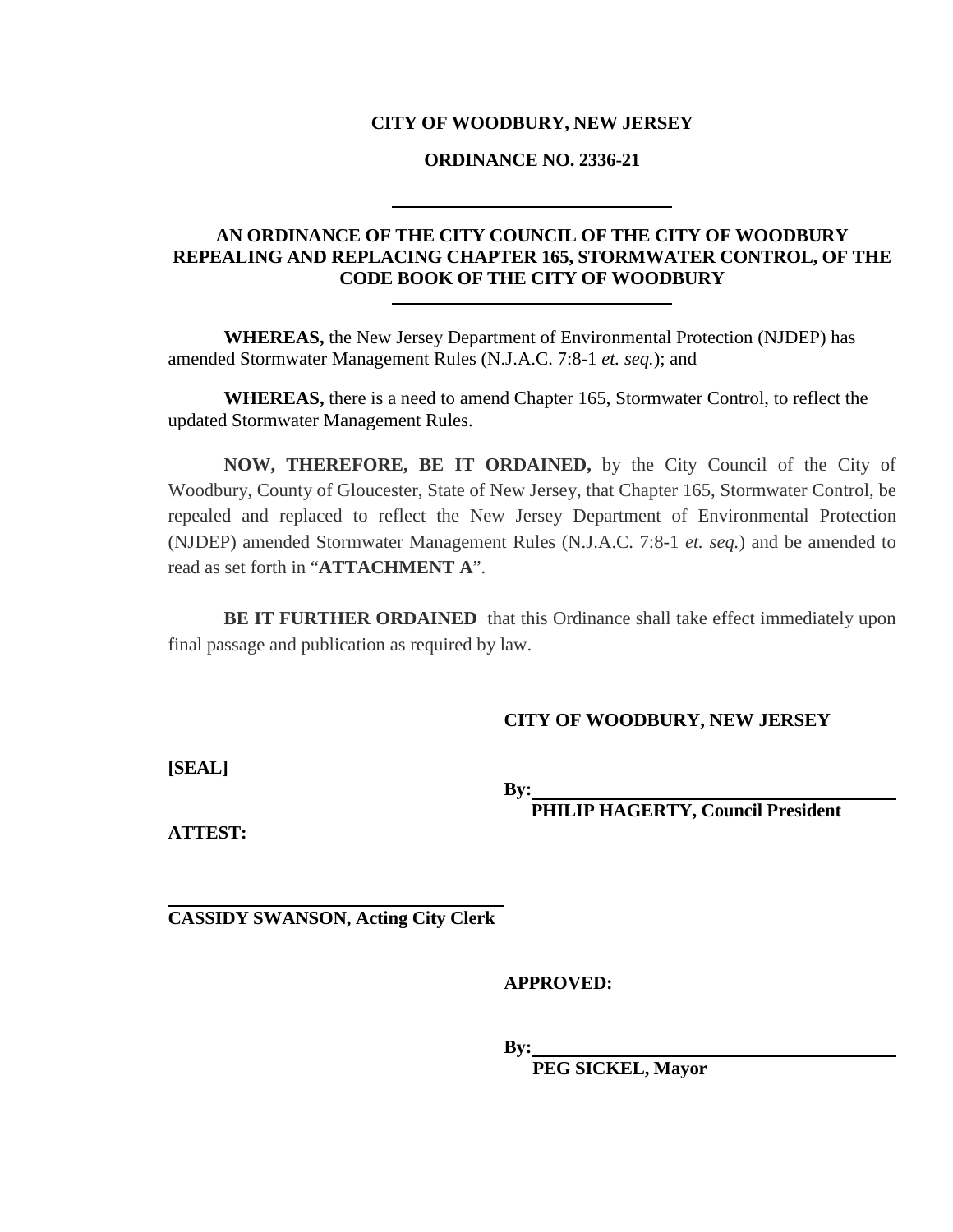**CITY OF WOODBURY, NEW JERSEY**

**ORDINANCE NO. 2336-21**

---

**AN ORDINANCE OF THE CITY COUNCIL OF THE CITY OF WOODBURY REPEALING AND REPLACING CHAPTER 165, STORMWATER CONTROL, OF THE CODE BOOK OF THE CITY OF WOODBURY**

---

**WHEREAS,** the New Jersey Department of Environmental Protection (NJDEP) has amended Stormwater Management Rules (N.J.A.C. 7:8-1 *et. seq.*); and

**WHEREAS,** there is a need to amend Chapter 165, Stormwater Control, to reflect the updated Stormwater Management Rules.

**NOW, THEREFORE, BE IT ORDAINED,** by the City Council of the City of Woodbury, County of Gloucester, State of New Jersey, that Chapter 165, Stormwater Control, be repealed and replaced to reflect the New Jersey Department of Environmental Protection (NJDEP) amended Stormwater Management Rules (N.J.A.C. 7:8-1 *et. seq.*) and be amended to read as set forth in "**ATTACHMENT A**".

**BE IT FURTHER ORDAINED** that this Ordinance shall take effect immediately upon final passage and publication as required by law.

**CITY OF WOODBURY, NEW JERSEY**

**[SEAL]**

**By:** ______________________________
**PHILIP HAGERTY, Council President**

**ATTEST:**

______________________________
**CASSIDY SWANSON, Acting City Clerk**

**APPROVED:**

**By:** ______________________________
**PEG SICKEL, Mayor**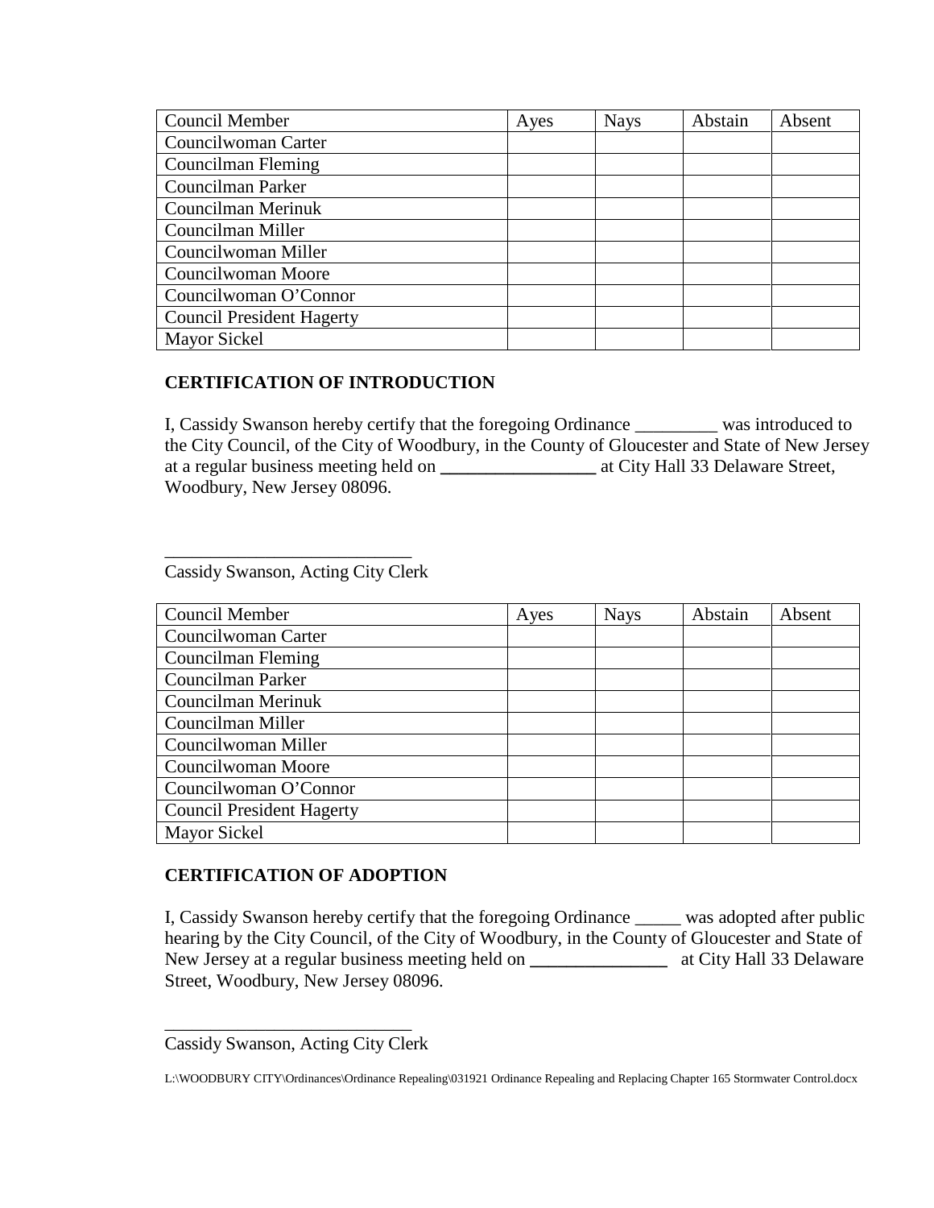| Council Member | Ayes | Nays | Abstain | Absent |
|---|---|---|---|---|
| Councilwoman Carter | | | | |
| Councilman Fleming | | | | |
| Councilman Parker | | | | |
| Councilman Merinuk | | | | |
| Councilman Miller | | | | |
| Councilwoman Miller | | | | |
| Councilwoman Moore | | | | |
| Councilwoman O'Connor | | | | |
| Council President Hagerty | | | | |
| Mayor Sickel | | | | |

## CERTIFICATION OF INTRODUCTION

I, Cassidy Swanson hereby certify that the foregoing Ordinance _________ was introduced to the City Council, of the City of Woodbury, in the County of Gloucester and State of New Jersey at a regular business meeting held on _________________ at City Hall 33 Delaware Street, Woodbury, New Jersey 08096.

___________________________
Cassidy Swanson, Acting City Clerk

| Council Member | Ayes | Nays | Abstain | Absent |
|---|---|---|---|---|
| Councilwoman Carter | | | | |
| Councilman Fleming | | | | |
| Councilman Parker | | | | |
| Councilman Merinuk | | | | |
| Councilman Miller | | | | |
| Councilwoman Miller | | | | |
| Councilwoman Moore | | | | |
| Councilwoman O'Connor | | | | |
| Council President Hagerty | | | | |
| Mayor Sickel | | | | |

## CERTIFICATION OF ADOPTION

I, Cassidy Swanson hereby certify that the foregoing Ordinance _____ was adopted after public hearing by the City Council, of the City of Woodbury, in the County of Gloucester and State of New Jersey at a regular business meeting held on _______________ at City Hall 33 Delaware Street, Woodbury, New Jersey 08096.

___________________________
Cassidy Swanson, Acting City Clerk

L:\WOODBURY CITY\Ordinances\Ordinance Repealing\031921 Ordinance Repealing and Replacing Chapter 165 Stormwater Control.docx